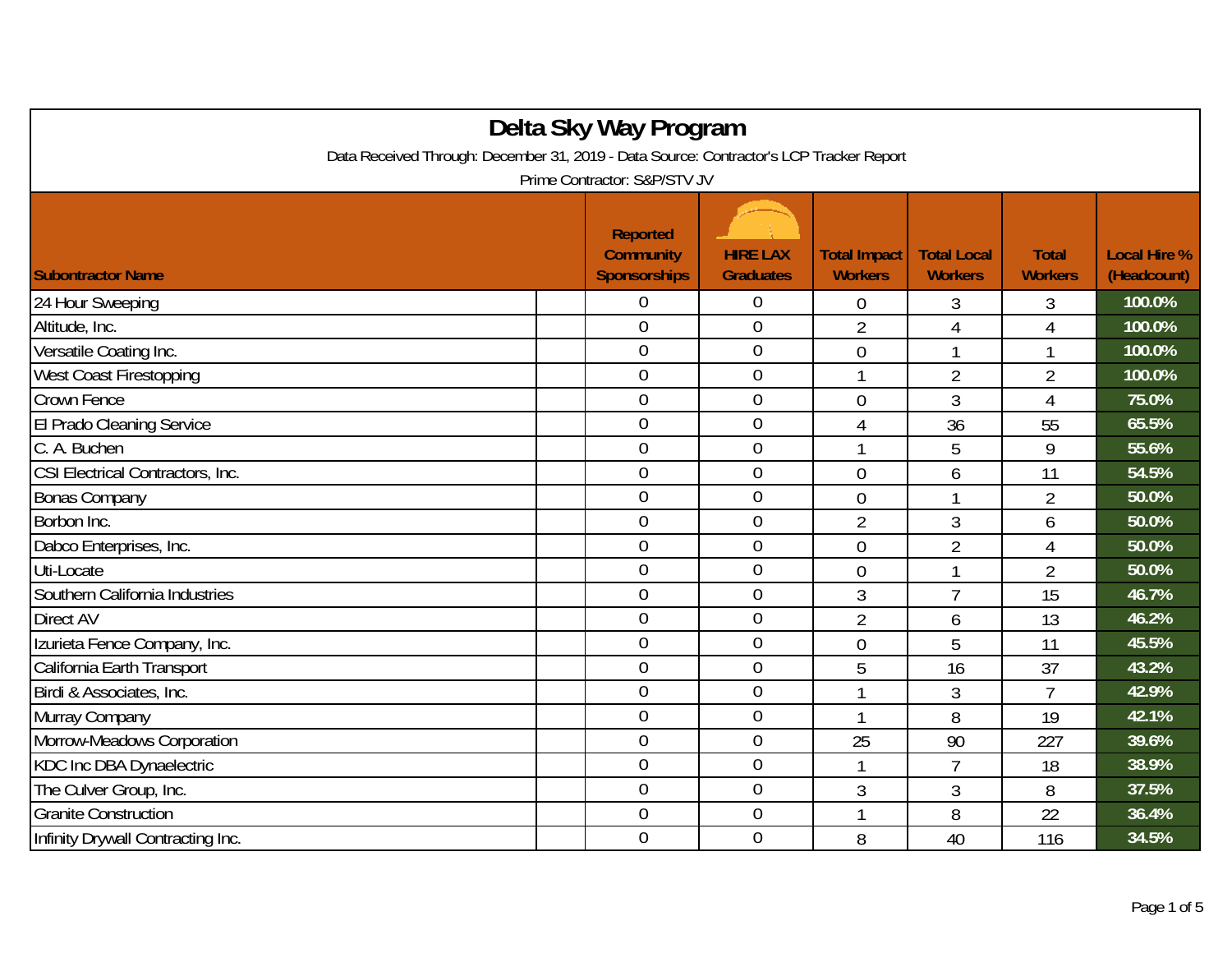# Delta Sky Way Program

Data Received Through: December 31, 2019 - Data Source: Contractor's LCP Tracker Report

Prime Contractor: S&P/STV JV

| Subontractor Name | Reported Community Sponsorships | HIRE LAX Graduates | Total Impact Workers | Total Local Workers | Total Workers | Local Hire % (Headcount) |
|---|---|---|---|---|---|---|
| 24 Hour Sweeping | 0 | 0 | 0 | 3 | 3 | 100.0% |
| Altitude, Inc. | 0 | 0 | 2 | 4 | 4 | 100.0% |
| Versatile Coating Inc. | 0 | 0 | 0 | 1 | 1 | 100.0% |
| West Coast Firestopping | 0 | 0 | 1 | 2 | 2 | 100.0% |
| Crown Fence | 0 | 0 | 0 | 3 | 4 | 75.0% |
| El Prado Cleaning Service | 0 | 0 | 4 | 36 | 55 | 65.5% |
| C. A. Buchen | 0 | 0 | 1 | 5 | 9 | 55.6% |
| CSI Electrical Contractors, Inc. | 0 | 0 | 0 | 6 | 11 | 54.5% |
| Bonas Company | 0 | 0 | 0 | 1 | 2 | 50.0% |
| Borbon Inc. | 0 | 0 | 2 | 3 | 6 | 50.0% |
| Dabco Enterprises, Inc. | 0 | 0 | 0 | 2 | 4 | 50.0% |
| Uti-Locate | 0 | 0 | 0 | 1 | 2 | 50.0% |
| Southern California Industries | 0 | 0 | 3 | 7 | 15 | 46.7% |
| Direct AV | 0 | 0 | 2 | 6 | 13 | 46.2% |
| Izurieta Fence Company, Inc. | 0 | 0 | 0 | 5 | 11 | 45.5% |
| California Earth Transport | 0 | 0 | 5 | 16 | 37 | 43.2% |
| Birdi & Associates, Inc. | 0 | 0 | 1 | 3 | 7 | 42.9% |
| Murray Company | 0 | 0 | 1 | 8 | 19 | 42.1% |
| Morrow-Meadows Corporation | 0 | 0 | 25 | 90 | 227 | 39.6% |
| KDC Inc DBA Dynaelectric | 0 | 0 | 1 | 7 | 18 | 38.9% |
| The Culver Group, Inc. | 0 | 0 | 3 | 3 | 8 | 37.5% |
| Granite Construction | 0 | 0 | 1 | 8 | 22 | 36.4% |
| Infinity Drywall Contracting Inc. | 0 | 0 | 8 | 40 | 116 | 34.5% |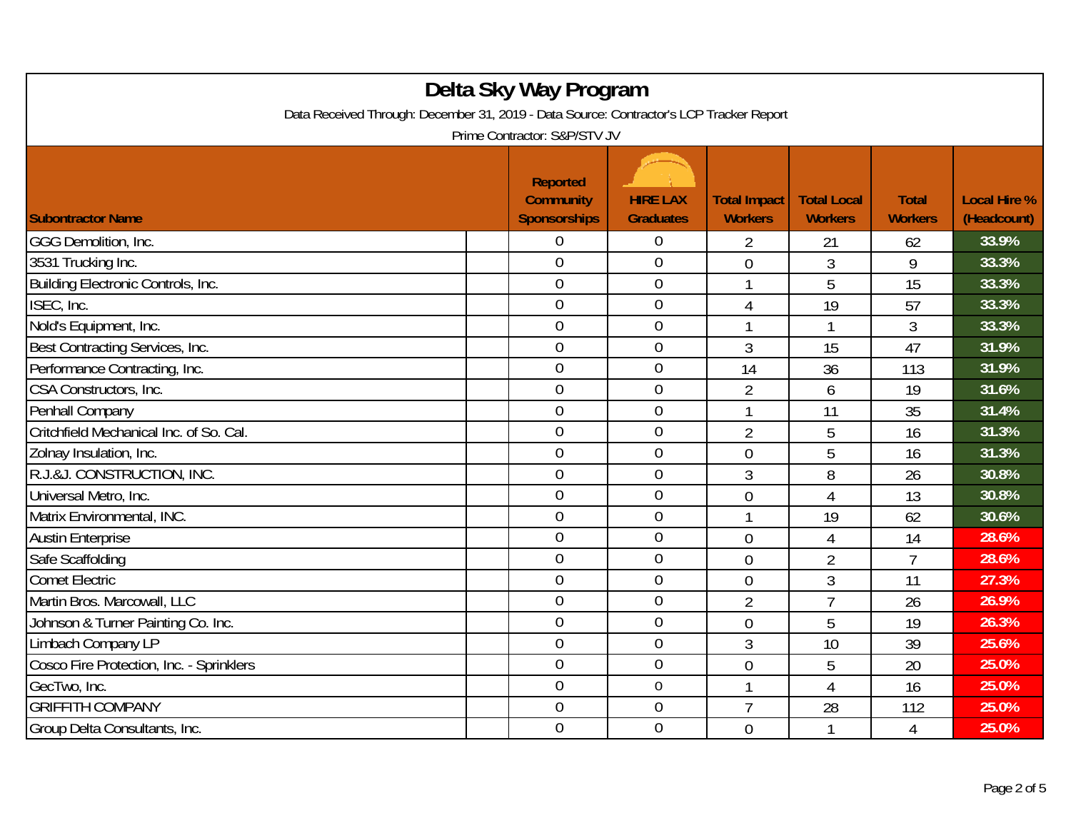# Delta Sky Way Program

Data Received Through: December 31, 2019 - Data Source: Contractor's LCP Tracker Report

Prime Contractor: S&P/STV JV

| Subontractor Name | Reported Community Sponsorships | HIRE LAX Graduates | Total Impact Workers | Total Local Workers | Total Workers | Local Hire % (Headcount) |
|---|---|---|---|---|---|---|
| GGG Demolition, Inc. | 0 | 0 | 2 | 21 | 62 | 33.9% |
| 3531 Trucking Inc. | 0 | 0 | 0 | 3 | 9 | 33.3% |
| Building Electronic Controls, Inc. | 0 | 0 | 1 | 5 | 15 | 33.3% |
| ISEC, Inc. | 0 | 0 | 4 | 19 | 57 | 33.3% |
| Nold's Equipment, Inc. | 0 | 0 | 1 | 1 | 3 | 33.3% |
| Best Contracting Services, Inc. | 0 | 0 | 3 | 15 | 47 | 31.9% |
| Performance Contracting, Inc. | 0 | 0 | 14 | 36 | 113 | 31.9% |
| CSA Constructors, Inc. | 0 | 0 | 2 | 6 | 19 | 31.6% |
| Penhall Company | 0 | 0 | 1 | 11 | 35 | 31.4% |
| Critchfield Mechanical Inc. of So. Cal. | 0 | 0 | 2 | 5 | 16 | 31.3% |
| Zolnay Insulation, Inc. | 0 | 0 | 0 | 5 | 16 | 31.3% |
| R.J.&J. CONSTRUCTION, INC. | 0 | 0 | 3 | 8 | 26 | 30.8% |
| Universal Metro, Inc. | 0 | 0 | 0 | 4 | 13 | 30.8% |
| Matrix Environmental, INC. | 0 | 0 | 1 | 19 | 62 | 30.6% |
| Austin Enterprise | 0 | 0 | 0 | 4 | 14 | 28.6% |
| Safe Scaffolding | 0 | 0 | 0 | 2 | 7 | 28.6% |
| Comet Electric | 0 | 0 | 0 | 3 | 11 | 27.3% |
| Martin Bros. Marcowall, LLC | 0 | 0 | 2 | 7 | 26 | 26.9% |
| Johnson & Turner Painting Co. Inc. | 0 | 0 | 0 | 5 | 19 | 26.3% |
| Limbach Company LP | 0 | 0 | 3 | 10 | 39 | 25.6% |
| Cosco Fire Protection, Inc. - Sprinklers | 0 | 0 | 0 | 5 | 20 | 25.0% |
| GecTwo, Inc. | 0 | 0 | 1 | 4 | 16 | 25.0% |
| GRIFFITH COMPANY | 0 | 0 | 7 | 28 | 112 | 25.0% |
| Group Delta Consultants, Inc. | 0 | 0 | 0 | 1 | 4 | 25.0% |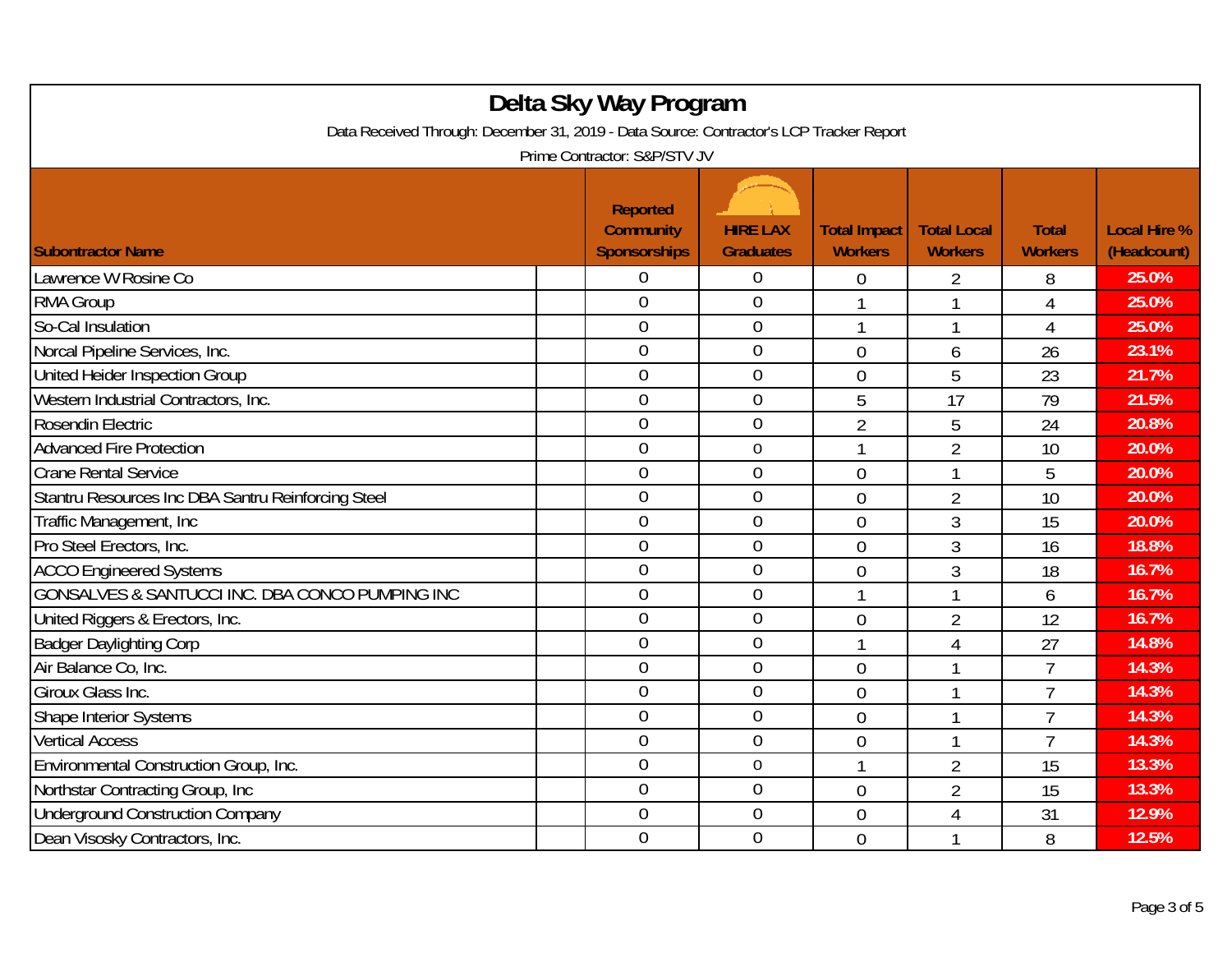# Delta Sky Way Program

Data Received Through: December 31, 2019 - Data Source: Contractor's LCP Tracker Report

Prime Contractor: S&P/STV JV

| Subontractor Name | Reported Community Sponsorships | HIRE LAX Graduates | Total Impact Workers | Total Local Workers | Total Workers | Local Hire % (Headcount) |
|---|---|---|---|---|---|---|
| Lawrence W Rosine Co | 0 | 0 | 0 | 2 | 8 | 25.0% |
| RMA Group | 0 | 0 | 1 | 1 | 4 | 25.0% |
| So-Cal Insulation | 0 | 0 | 1 | 1 | 4 | 25.0% |
| Norcal Pipeline Services, Inc. | 0 | 0 | 0 | 6 | 26 | 23.1% |
| United Heider Inspection Group | 0 | 0 | 0 | 5 | 23 | 21.7% |
| Western Industrial Contractors, Inc. | 0 | 0 | 5 | 17 | 79 | 21.5% |
| Rosendin Electric | 0 | 0 | 2 | 5 | 24 | 20.8% |
| Advanced Fire Protection | 0 | 0 | 1 | 2 | 10 | 20.0% |
| Crane Rental Service | 0 | 0 | 0 | 1 | 5 | 20.0% |
| Stantru Resources Inc DBA Santru Reinforcing Steel | 0 | 0 | 0 | 2 | 10 | 20.0% |
| Traffic Management, Inc | 0 | 0 | 0 | 3 | 15 | 20.0% |
| Pro Steel Erectors, Inc. | 0 | 0 | 0 | 3 | 16 | 18.8% |
| ACCO Engineered Systems | 0 | 0 | 0 | 3 | 18 | 16.7% |
| GONSALVES & SANTUCCI INC. DBA CONCO PUMPING INC | 0 | 0 | 1 | 1 | 6 | 16.7% |
| United Riggers & Erectors, Inc. | 0 | 0 | 0 | 2 | 12 | 16.7% |
| Badger Daylighting Corp | 0 | 0 | 1 | 4 | 27 | 14.8% |
| Air Balance Co, Inc. | 0 | 0 | 0 | 1 | 7 | 14.3% |
| Giroux Glass Inc. | 0 | 0 | 0 | 1 | 7 | 14.3% |
| Shape Interior Systems | 0 | 0 | 0 | 1 | 7 | 14.3% |
| Vertical Access | 0 | 0 | 0 | 1 | 7 | 14.3% |
| Environmental Construction Group, Inc. | 0 | 0 | 1 | 2 | 15 | 13.3% |
| Northstar Contracting Group, Inc | 0 | 0 | 0 | 2 | 15 | 13.3% |
| Underground Construction Company | 0 | 0 | 0 | 4 | 31 | 12.9% |
| Dean Visosky Contractors, Inc. | 0 | 0 | 0 | 1 | 8 | 12.5% |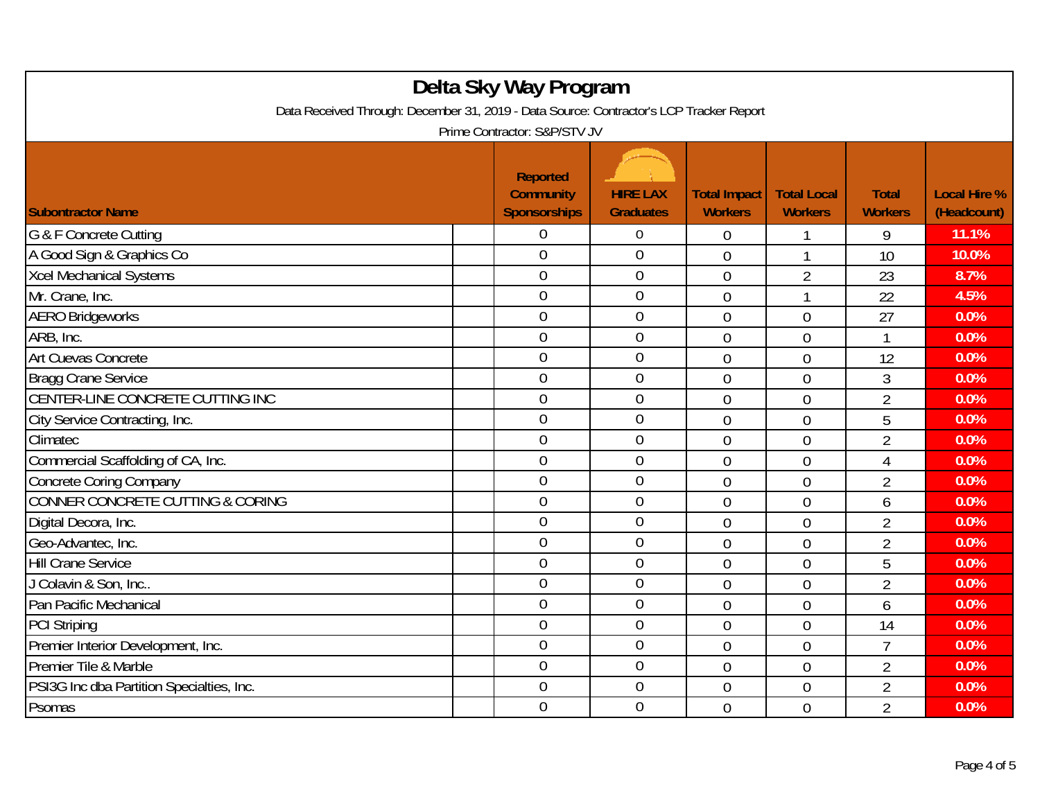# Delta Sky Way Program

Data Received Through: December 31, 2019 - Data Source: Contractor's LCP Tracker Report

Prime Contractor: S&P/STV JV

| Subontractor Name | Reported Community Sponsorships | HIRE LAX Graduates | Total Impact Workers | Total Local Workers | Total Workers | Local Hire % (Headcount) |
|---|---|---|---|---|---|---|
| G & F Concrete Cutting | 0 | 0 | 0 | 1 | 9 | 11.1% |
| A Good Sign & Graphics Co | 0 | 0 | 0 | 1 | 10 | 10.0% |
| Xcel Mechanical Systems | 0 | 0 | 0 | 2 | 23 | 8.7% |
| Mr. Crane, Inc. | 0 | 0 | 0 | 1 | 22 | 4.5% |
| AERO Bridgeworks | 0 | 0 | 0 | 0 | 27 | 0.0% |
| ARB, Inc. | 0 | 0 | 0 | 0 | 1 | 0.0% |
| Art Cuevas Concrete | 0 | 0 | 0 | 0 | 12 | 0.0% |
| Bragg Crane Service | 0 | 0 | 0 | 0 | 3 | 0.0% |
| CENTER-LINE CONCRETE CUTTING INC | 0 | 0 | 0 | 0 | 2 | 0.0% |
| City Service Contracting, Inc. | 0 | 0 | 0 | 0 | 5 | 0.0% |
| Climatec | 0 | 0 | 0 | 0 | 2 | 0.0% |
| Commercial Scaffolding of CA, Inc. | 0 | 0 | 0 | 0 | 4 | 0.0% |
| Concrete Coring Company | 0 | 0 | 0 | 0 | 2 | 0.0% |
| CONNER CONCRETE CUTTING & CORING | 0 | 0 | 0 | 0 | 6 | 0.0% |
| Digital Decora, Inc. | 0 | 0 | 0 | 0 | 2 | 0.0% |
| Geo-Advantec, Inc. | 0 | 0 | 0 | 0 | 2 | 0.0% |
| Hill Crane Service | 0 | 0 | 0 | 0 | 5 | 0.0% |
| J Colavin & Son, Inc.. | 0 | 0 | 0 | 0 | 2 | 0.0% |
| Pan Pacific Mechanical | 0 | 0 | 0 | 0 | 6 | 0.0% |
| PCI Striping | 0 | 0 | 0 | 0 | 14 | 0.0% |
| Premier Interior Development, Inc. | 0 | 0 | 0 | 0 | 7 | 0.0% |
| Premier Tile & Marble | 0 | 0 | 0 | 0 | 2 | 0.0% |
| PSI3G Inc dba Partition Specialties, Inc. | 0 | 0 | 0 | 0 | 2 | 0.0% |
| Psomas | 0 | 0 | 0 | 0 | 2 | 0.0% |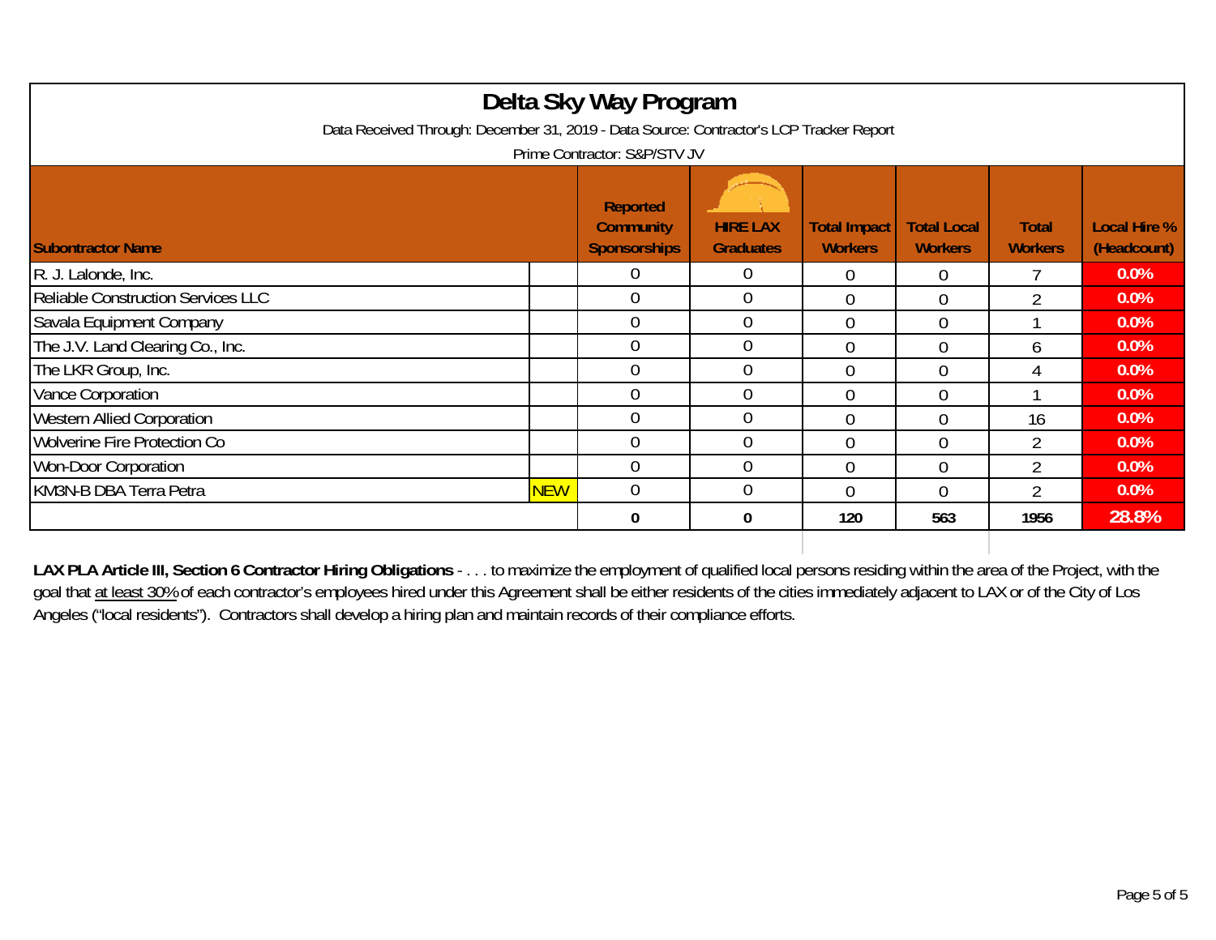# Delta Sky Way Program

Data Received Through: December 31, 2019 - Data Source: Contractor's LCP Tracker Report

Prime Contractor: S&P/STV JV

| Subontractor Name | | Reported Community Sponsorships | HIRE LAX Graduates | Total Impact Workers | Total Local Workers | Total Workers | Local Hire % (Headcount) |
|---|---|---|---|---|---|---|---|
| R. J. Lalonde, Inc. | | 0 | 0 | 0 | 0 | 7 | 0.0% |
| Reliable Construction Services LLC | | 0 | 0 | 0 | 0 | 2 | 0.0% |
| Savala Equipment Company | | 0 | 0 | 0 | 0 | 1 | 0.0% |
| The J.V. Land Clearing Co., Inc. | | 0 | 0 | 0 | 0 | 6 | 0.0% |
| The LKR Group, Inc. | | 0 | 0 | 0 | 0 | 4 | 0.0% |
| Vance Corporation | | 0 | 0 | 0 | 0 | 1 | 0.0% |
| Western Allied Corporation | | 0 | 0 | 0 | 0 | 16 | 0.0% |
| Wolverine Fire Protection Co | | 0 | 0 | 0 | 0 | 2 | 0.0% |
| Won-Door Corporation | | 0 | 0 | 0 | 0 | 2 | 0.0% |
| KM3N-B DBA Terra Petra | NEW | 0 | 0 | 0 | 0 | 2 | 0.0% |
| | | **0** | **0** | **120** | **563** | **1956** | **28.8%** |

**LAX PLA Article III, Section 6 Contractor Hiring Obligations** - . . . to maximize the employment of qualified local persons residing within the area of the Project, with the goal that at least 30% of each contractor's employees hired under this Agreement shall be either residents of the cities immediately adjacent to LAX or of the City of Los Angeles ("local residents"). Contractors shall develop a hiring plan and maintain records of their compliance efforts.